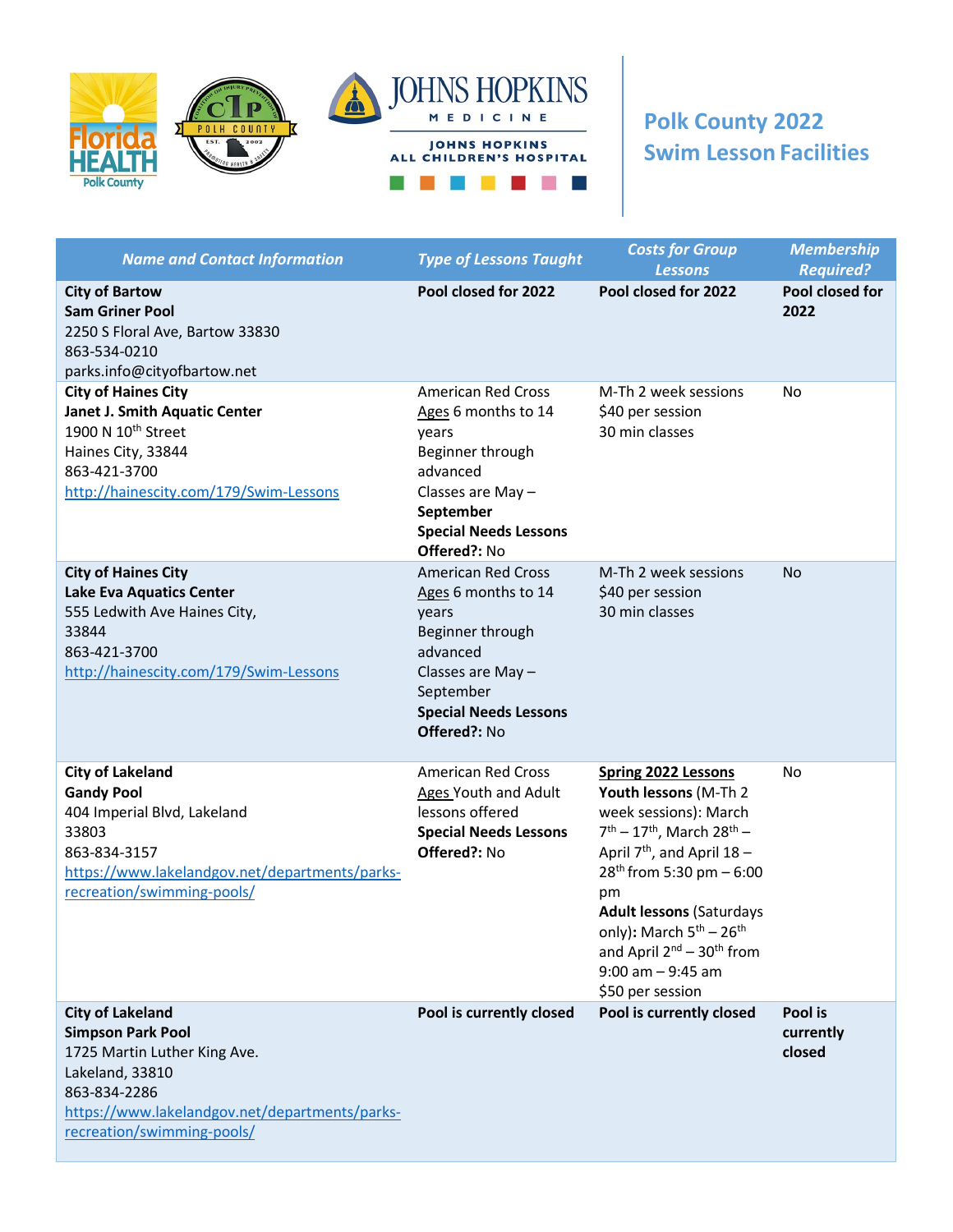# Polk County 2022 Swim Lesson Facilities

| *Name and Contact Information* | *Type of Lessons Taught* | *Costs for Group Lessons* | *Membership Required?* |
|---|---|---|---|
| **City of Bartow**<br>**Sam Griner Pool**<br>2250 S Floral Ave, Bartow 33830<br>863-534-0210<br>parks.info@cityofbartow.net | **Pool closed for 2022** | **Pool closed for 2022** | **Pool closed for 2022** |
| **City of Haines City**<br>**Janet J. Smith Aquatic Center**<br>1900 N 10th Street<br>Haines City, 33844<br>863-421-3700<br>http://hainescity.com/179/Swim-Lessons | American Red Cross<br>Ages 6 months to 14 years<br>Beginner through advanced<br>Classes are May – **September**<br>**Special Needs Lessons Offered?:** No | M-Th 2 week sessions<br>$40 per session<br>30 min classes | No |
| **City of Haines City**<br>**Lake Eva Aquatics Center**<br>555 Ledwith Ave Haines City, 33844<br>863-421-3700<br>http://hainescity.com/179/Swim-Lessons | American Red Cross<br>Ages 6 months to 14 years<br>Beginner through advanced<br>Classes are May – September<br>**Special Needs Lessons Offered?:** No | M-Th 2 week sessions<br>$40 per session<br>30 min classes | No |
| **City of Lakeland**<br>**Gandy Pool**<br>404 Imperial Blvd, Lakeland 33803<br>863-834-3157<br>https://www.lakelandgov.net/departments/parks-recreation/swimming-pools/ | American Red Cross<br>Ages Youth and Adult lessons offered<br>**Special Needs Lessons Offered?:** No | **Spring 2022 Lessons**<br>**Youth lessons** (M-Th 2 week sessions): March 7th – 17th, March 28th – April 7th, and April 18 – 28th from 5:30 pm – 6:00 pm<br>**Adult lessons** (Saturdays only)**:** March 5th – 26th and April 2nd – 30th from 9:00 am – 9:45 am<br>$50 per session | No |
| **City of Lakeland**<br>**Simpson Park Pool**<br>1725 Martin Luther King Ave.<br>Lakeland, 33810<br>863-834-2286<br>https://www.lakelandgov.net/departments/parks-recreation/swimming-pools/ | **Pool is currently closed** | **Pool is currently closed** | **Pool is currently closed** |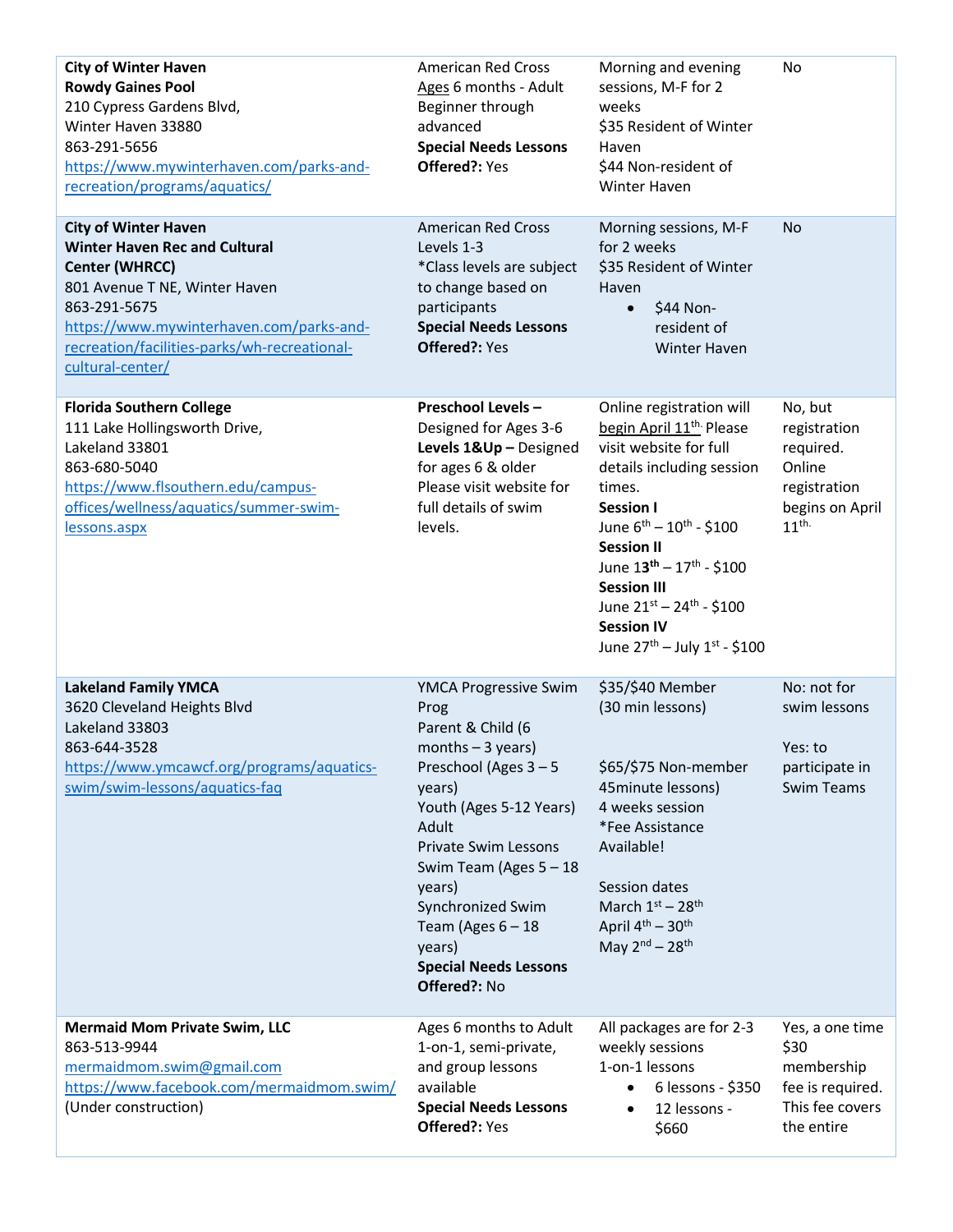| | | | |
|---|---|---|---|
| **City of Winter Haven**<br>**Rowdy Gaines Pool**<br>210 Cypress Gardens Blvd,<br>Winter Haven 33880<br>863-291-5656<br>[https://www.mywinterhaven.com/parks-and-recreation/programs/aquatics/](https://www.mywinterhaven.com/parks-and-recreation/programs/aquatics/) | American Red Cross<br>Ages 6 months - Adult<br>Beginner through advanced<br>**Special Needs Lessons Offered?:** Yes | Morning and evening sessions, M-F for 2 weeks<br>$35 Resident of Winter Haven<br>$44 Non-resident of Winter Haven | No |
| **City of Winter Haven**<br>**Winter Haven Rec and Cultural Center (WHRCC)**<br>801 Avenue T NE, Winter Haven<br>863-291-5675<br>[https://www.mywinterhaven.com/parks-and-recreation/facilities-parks/wh-recreational-cultural-center/](https://www.mywinterhaven.com/parks-and-recreation/facilities-parks/wh-recreational-cultural-center/) | American Red Cross<br>Levels 1-3<br>*Class levels are subject to change based on participants<br>**Special Needs Lessons Offered?:** Yes | Morning sessions, M-F for 2 weeks<br>$35 Resident of Winter Haven<br>• $44 Non-resident of Winter Haven | No |
| **Florida Southern College**<br>111 Lake Hollingsworth Drive,<br>Lakeland 33801<br>863-680-5040<br>[https://www.flsouthern.edu/campus-offices/wellness/aquatics/summer-swim-lessons.aspx](https://www.flsouthern.edu/campus-offices/wellness/aquatics/summer-swim-lessons.aspx) | **Preschool Levels –** Designed for Ages 3-6<br>**Levels 1&Up –** Designed for ages 6 & older<br>Please visit website for full details of swim levels. | Online registration will begin April 11th. Please visit website for full details including session times.<br>**Session I**<br>June 6th – 10th - $100<br>**Session II**<br>June 13th – 17th - $100<br>**Session III**<br>June 21st – 24th - $100<br>**Session IV**<br>June 27th – July 1st - $100 | No, but registration required. Online registration begins on April 11th. |
| **Lakeland Family YMCA**<br>3620 Cleveland Heights Blvd<br>Lakeland 33803<br>863-644-3528<br>[https://www.ymcawcf.org/programs/aquatics-swim/swim-lessons/aquatics-faq](https://www.ymcawcf.org/programs/aquatics-swim/swim-lessons/aquatics-faq) | YMCA Progressive Swim Prog<br>Parent & Child (6 months – 3 years)<br>Preschool (Ages 3 – 5 years)<br>Youth (Ages 5-12 Years)<br>Adult<br>Private Swim Lessons<br>Swim Team (Ages 5 – 18 years)<br>Synchronized Swim Team (Ages 6 – 18 years)<br>**Special Needs Lessons Offered?:** No | $35/$40 Member (30 min lessons)<br><br>$65/$75 Non-member 45minute lessons)<br>4 weeks session<br>*Fee Assistance Available!<br><br>Session dates<br>March 1st – 28th<br>April 4th – 30th<br>May 2nd – 28th | No: not for swim lessons<br><br>Yes: to participate in Swim Teams |
| **Mermaid Mom Private Swim, LLC**<br>863-513-9944<br>[mermaidmom.swim@gmail.com](mailto:mermaidmom.swim@gmail.com)<br>[https://www.facebook.com/mermaidmom.swim/](https://www.facebook.com/mermaidmom.swim/)<br>(Under construction) | Ages 6 months to Adult<br>1-on-1, semi-private, and group lessons available<br>**Special Needs Lessons Offered?:** Yes | All packages are for 2-3 weekly sessions<br>1-on-1 lessons<br>• 6 lessons - $350<br>• 12 lessons - $660 | Yes, a one time $30 membership fee is required. This fee covers the entire |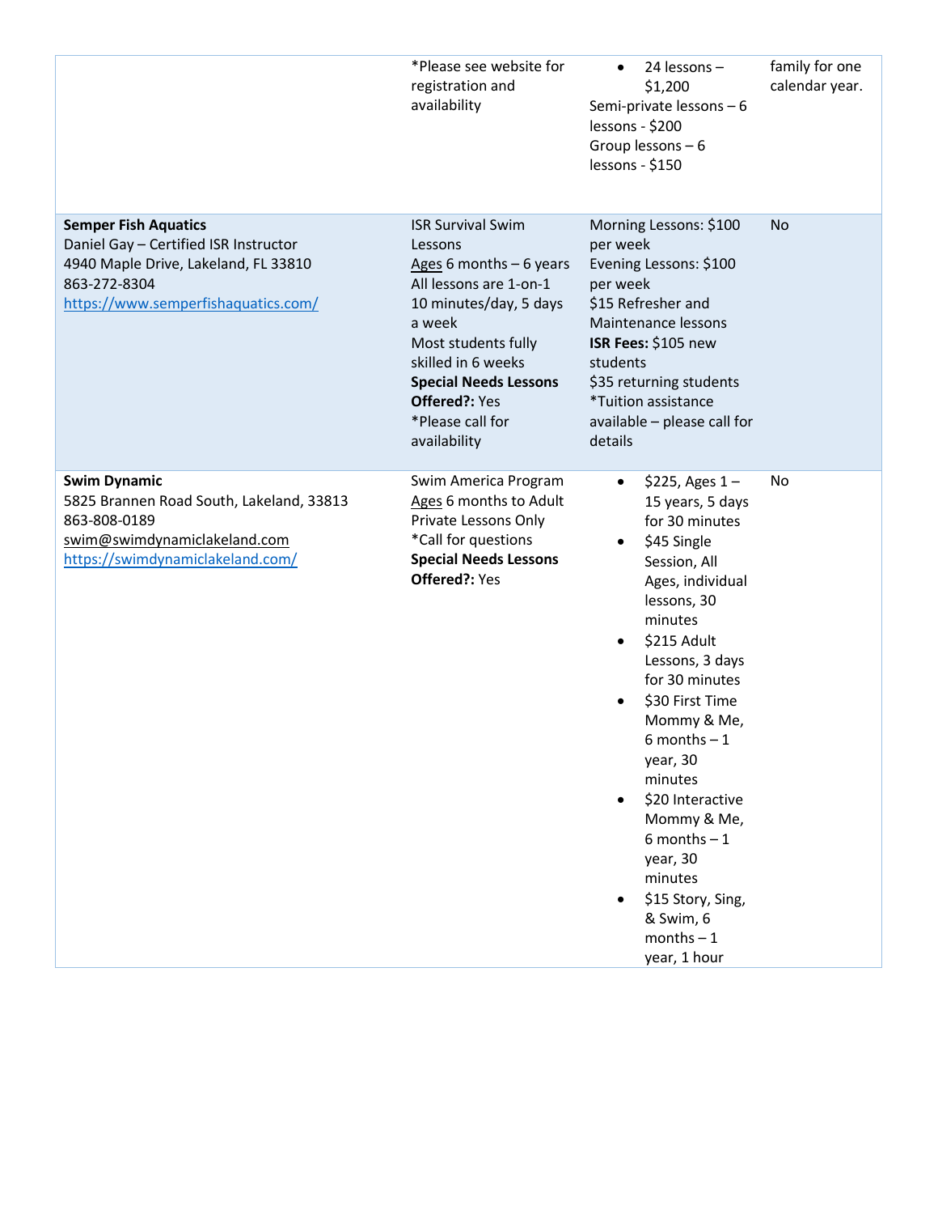| | | | |
|---|---|---|---|
| | *Please see website for registration and availability | • 24 lessons – $1,200<br>Semi-private lessons – 6 lessons - $200<br>Group lessons – 6 lessons - $150 | family for one calendar year. |
| **Semper Fish Aquatics**<br>Daniel Gay – Certified ISR Instructor<br>4940 Maple Drive, Lakeland, FL 33810<br>863-272-8304<br>https://www.semperfishaquatics.com/ | ISR Survival Swim Lessons<br>Ages 6 months – 6 years<br>All lessons are 1-on-1<br>10 minutes/day, 5 days a week<br>Most students fully skilled in 6 weeks<br>**Special Needs Lessons Offered?:** Yes<br>*Please call for availability | Morning Lessons: $100 per week<br>Evening Lessons: $100 per week<br>$15 Refresher and Maintenance lessons<br>**ISR Fees:** $105 new students<br>$35 returning students<br>*Tuition assistance available – please call for details | No |
| **Swim Dynamic**<br>5825 Brannen Road South, Lakeland, 33813<br>863-808-0189<br>swim@swimdynamiclakeland.com<br>https://swimdynamiclakeland.com/ | Swim America Program<br>Ages 6 months to Adult<br>Private Lessons Only<br>*Call for questions<br>**Special Needs Lessons Offered?:** Yes | • $225, Ages 1 – 15 years, 5 days for 30 minutes<br>• $45 Single Session, All Ages, individual lessons, 30 minutes<br>• $215 Adult Lessons, 3 days for 30 minutes<br>• $30 First Time Mommy & Me, 6 months – 1 year, 30 minutes<br>• $20 Interactive Mommy & Me, 6 months – 1 year, 30 minutes<br>• $15 Story, Sing, & Swim, 6 months – 1 year, 1 hour | No |